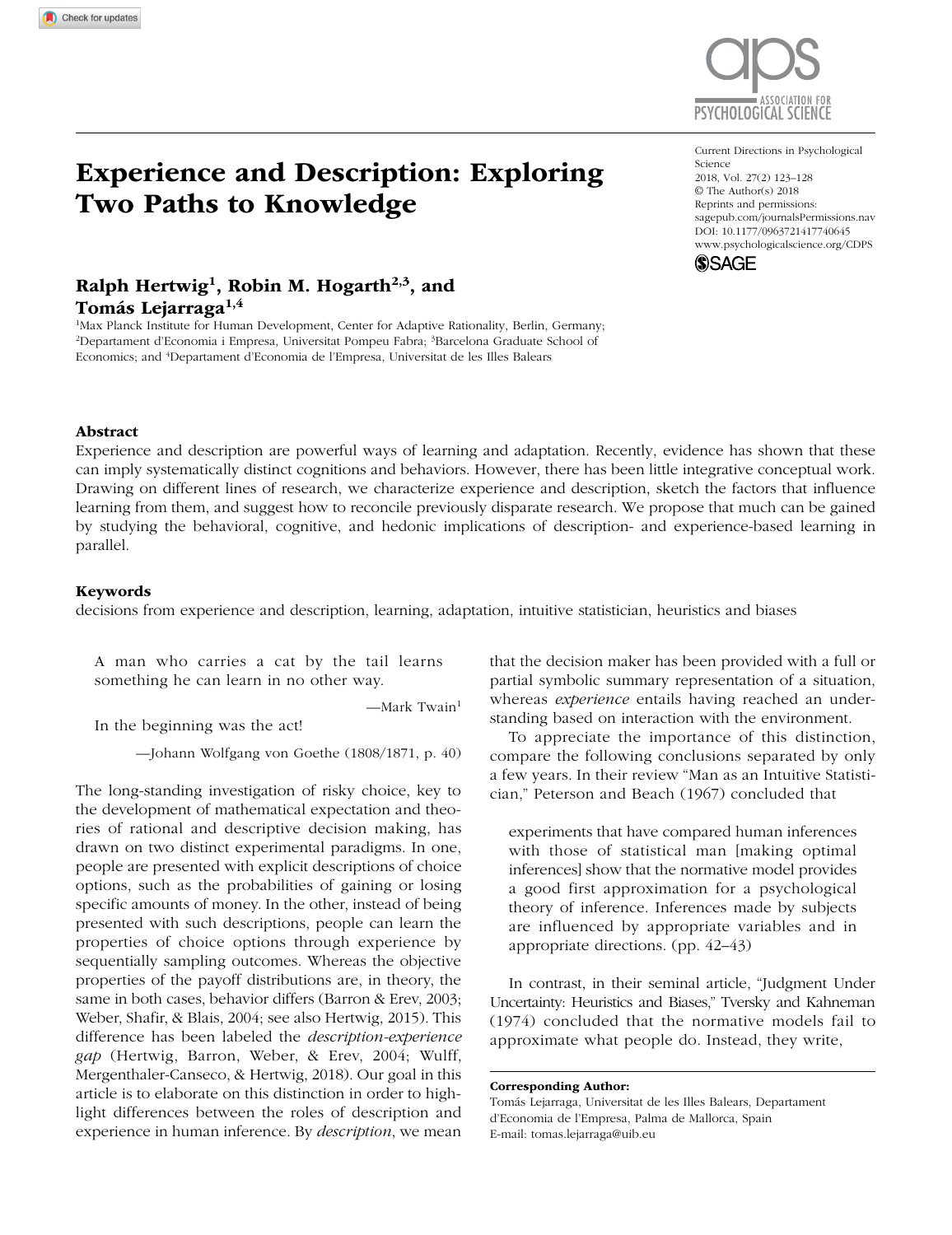# Experience and Description: Exploring Two Paths to Knowledge

Current Directions in Psychological Science
2018, Vol. 27(2) 123–128
© The Author(s) 2018
Reprints and permissions: sagepub.com/journalsPermissions.nav
DOI: 10.1177/0963721417740645
www.psychologicalscience.org/CDPS

**Ralph Hertwig[1], Robin M. Hogarth[2,3], and Tomás Lejarraga[1,4]**

[1]Max Planck Institute for Human Development, Center for Adaptive Rationality, Berlin, Germany; [2]Departament d'Economia i Empresa, Universitat Pompeu Fabra; [3]Barcelona Graduate School of Economics; and [4]Departament d'Economia de l'Empresa, Universitat de les Illes Balears

### Abstract

Experience and description are powerful ways of learning and adaptation. Recently, evidence has shown that these can imply systematically distinct cognitions and behaviors. However, there has been little integrative conceptual work. Drawing on different lines of research, we characterize experience and description, sketch the factors that influence learning from them, and suggest how to reconcile previously disparate research. We propose that much can be gained by studying the behavioral, cognitive, and hedonic implications of description- and experience-based learning in parallel.

### Keywords

decisions from experience and description, learning, adaptation, intuitive statistician, heuristics and biases

> A man who carries a cat by the tail learns something he can learn in no other way.
>
> —Mark Twain[1]

> In the beginning was the act!
>
> —Johann Wolfgang von Goethe (1808/1871, p. 40)

The long-standing investigation of risky choice, key to the development of mathematical expectation and theories of rational and descriptive decision making, has drawn on two distinct experimental paradigms. In one, people are presented with explicit descriptions of choice options, such as the probabilities of gaining or losing specific amounts of money. In the other, instead of being presented with such descriptions, people can learn the properties of choice options through experience by sequentially sampling outcomes. Whereas the objective properties of the payoff distributions are, in theory, the same in both cases, behavior differs (Barron & Erev, 2003; Weber, Shafir, & Blais, 2004; see also Hertwig, 2015). This difference has been labeled the *description-experience gap* (Hertwig, Barron, Weber, & Erev, 2004; Wulff, Mergenthaler-Canseco, & Hertwig, 2018). Our goal in this article is to elaborate on this distinction in order to highlight differences between the roles of description and experience in human inference. By *description*, we mean that the decision maker has been provided with a full or partial symbolic summary representation of a situation, whereas *experience* entails having reached an understanding based on interaction with the environment.

To appreciate the importance of this distinction, compare the following conclusions separated by only a few years. In their review "Man as an Intuitive Statistician," Peterson and Beach (1967) concluded that

> experiments that have compared human inferences with those of statistical man [making optimal inferences] show that the normative model provides a good first approximation for a psychological theory of inference. Inferences made by subjects are influenced by appropriate variables and in appropriate directions. (pp. 42–43)

In contrast, in their seminal article, "Judgment Under Uncertainty: Heuristics and Biases," Tversky and Kahneman (1974) concluded that the normative models fail to approximate what people do. Instead, they write,

**Corresponding Author:**
Tomás Lejarraga, Universitat de les Illes Balears, Departament d'Economia de l'Empresa, Palma de Mallorca, Spain
E-mail: tomas.lejarraga@uib.eu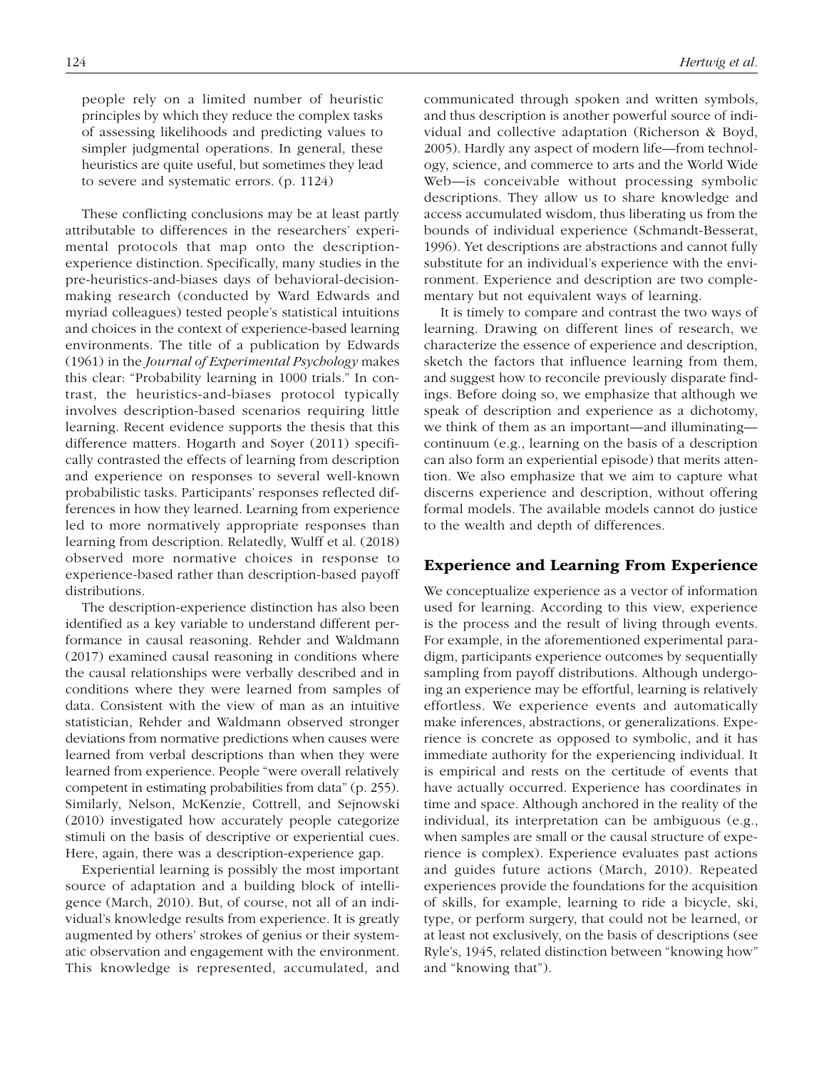people rely on a limited number of heuristic principles by which they reduce the complex tasks of assessing likelihoods and predicting values to simpler judgmental operations. In general, these heuristics are quite useful, but sometimes they lead to severe and systematic errors. (p. 1124)

These conflicting conclusions may be at least partly attributable to differences in the researchers' experimental protocols that map onto the description-experience distinction. Specifically, many studies in the pre-heuristics-and-biases days of behavioral-decision-making research (conducted by Ward Edwards and myriad colleagues) tested people's statistical intuitions and choices in the context of experience-based learning environments. The title of a publication by Edwards (1961) in the *Journal of Experimental Psychology* makes this clear: "Probability learning in 1000 trials." In contrast, the heuristics-and-biases protocol typically involves description-based scenarios requiring little learning. Recent evidence supports the thesis that this difference matters. Hogarth and Soyer (2011) specifically contrasted the effects of learning from description and experience on responses to several well-known probabilistic tasks. Participants' responses reflected differences in how they learned. Learning from experience led to more normatively appropriate responses than learning from description. Relatedly, Wulff et al. (2018) observed more normative choices in response to experience-based rather than description-based payoff distributions.

The description-experience distinction has also been identified as a key variable to understand different performance in causal reasoning. Rehder and Waldmann (2017) examined causal reasoning in conditions where the causal relationships were verbally described and in conditions where they were learned from samples of data. Consistent with the view of man as an intuitive statistician, Rehder and Waldmann observed stronger deviations from normative predictions when causes were learned from verbal descriptions than when they were learned from experience. People "were overall relatively competent in estimating probabilities from data" (p. 255). Similarly, Nelson, McKenzie, Cottrell, and Sejnowski (2010) investigated how accurately people categorize stimuli on the basis of descriptive or experiential cues. Here, again, there was a description-experience gap.

Experiential learning is possibly the most important source of adaptation and a building block of intelligence (March, 2010). But, of course, not all of an individual's knowledge results from experience. It is greatly augmented by others' strokes of genius or their systematic observation and engagement with the environment. This knowledge is represented, accumulated, and communicated through spoken and written symbols, and thus description is another powerful source of individual and collective adaptation (Richerson & Boyd, 2005). Hardly any aspect of modern life—from technology, science, and commerce to arts and the World Wide Web—is conceivable without processing symbolic descriptions. They allow us to share knowledge and access accumulated wisdom, thus liberating us from the bounds of individual experience (Schmandt-Besserat, 1996). Yet descriptions are abstractions and cannot fully substitute for an individual's experience with the environment. Experience and description are two complementary but not equivalent ways of learning.

It is timely to compare and contrast the two ways of learning. Drawing on different lines of research, we characterize the essence of experience and description, sketch the factors that influence learning from them, and suggest how to reconcile previously disparate findings. Before doing so, we emphasize that although we speak of description and experience as a dichotomy, we think of them as an important—and illuminating—continuum (e.g., learning on the basis of a description can also form an experiential episode) that merits attention. We also emphasize that we aim to capture what discerns experience and description, without offering formal models. The available models cannot do justice to the wealth and depth of differences.

## Experience and Learning From Experience

We conceptualize experience as a vector of information used for learning. According to this view, experience is the process and the result of living through events. For example, in the aforementioned experimental paradigm, participants experience outcomes by sequentially sampling from payoff distributions. Although undergoing an experience may be effortful, learning is relatively effortless. We experience events and automatically make inferences, abstractions, or generalizations. Experience is concrete as opposed to symbolic, and it has immediate authority for the experiencing individual. It is empirical and rests on the certitude of events that have actually occurred. Experience has coordinates in time and space. Although anchored in the reality of the individual, its interpretation can be ambiguous (e.g., when samples are small or the causal structure of experience is complex). Experience evaluates past actions and guides future actions (March, 2010). Repeated experiences provide the foundations for the acquisition of skills, for example, learning to ride a bicycle, ski, type, or perform surgery, that could not be learned, or at least not exclusively, on the basis of descriptions (see Ryle's, 1945, related distinction between "knowing how" and "knowing that").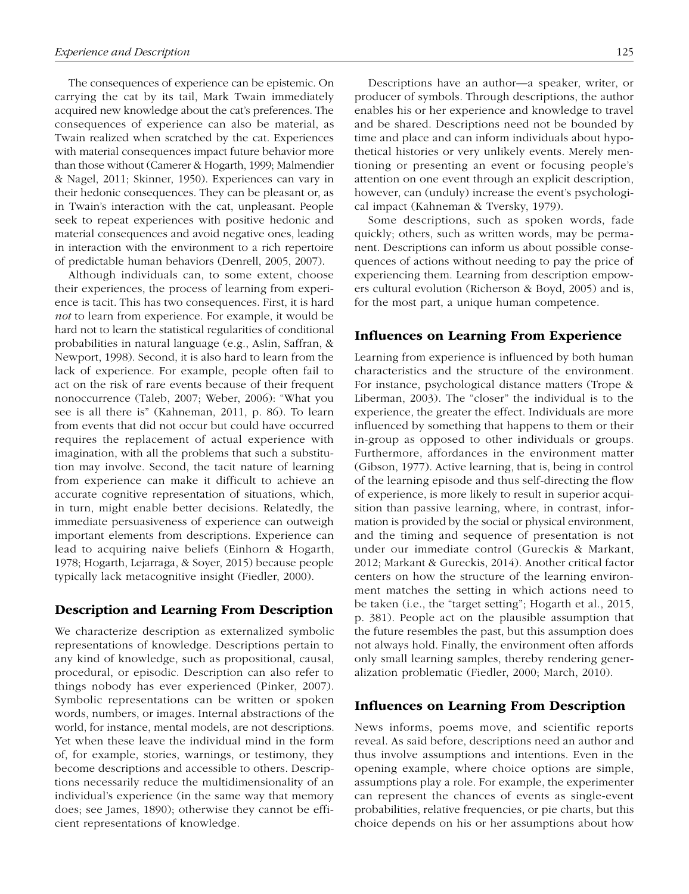The consequences of experience can be epistemic. On carrying the cat by its tail, Mark Twain immediately acquired new knowledge about the cat's preferences. The consequences of experience can also be material, as Twain realized when scratched by the cat. Experiences with material consequences impact future behavior more than those without (Camerer & Hogarth, 1999; Malmendier & Nagel, 2011; Skinner, 1950). Experiences can vary in their hedonic consequences. They can be pleasant or, as in Twain's interaction with the cat, unpleasant. People seek to repeat experiences with positive hedonic and material consequences and avoid negative ones, leading in interaction with the environment to a rich repertoire of predictable human behaviors (Denrell, 2005, 2007).

Although individuals can, to some extent, choose their experiences, the process of learning from experience is tacit. This has two consequences. First, it is hard *not* to learn from experience. For example, it would be hard not to learn the statistical regularities of conditional probabilities in natural language (e.g., Aslin, Saffran, & Newport, 1998). Second, it is also hard to learn from the lack of experience. For example, people often fail to act on the risk of rare events because of their frequent nonoccurrence (Taleb, 2007; Weber, 2006): "What you see is all there is" (Kahneman, 2011, p. 86). To learn from events that did not occur but could have occurred requires the replacement of actual experience with imagination, with all the problems that such a substitution may involve. Second, the tacit nature of learning from experience can make it difficult to achieve an accurate cognitive representation of situations, which, in turn, might enable better decisions. Relatedly, the immediate persuasiveness of experience can outweigh important elements from descriptions. Experience can lead to acquiring naive beliefs (Einhorn & Hogarth, 1978; Hogarth, Lejarraga, & Soyer, 2015) because people typically lack metacognitive insight (Fiedler, 2000).

## Description and Learning From Description

We characterize description as externalized symbolic representations of knowledge. Descriptions pertain to any kind of knowledge, such as propositional, causal, procedural, or episodic. Description can also refer to things nobody has ever experienced (Pinker, 2007). Symbolic representations can be written or spoken words, numbers, or images. Internal abstractions of the world, for instance, mental models, are not descriptions. Yet when these leave the individual mind in the form of, for example, stories, warnings, or testimony, they become descriptions and accessible to others. Descriptions necessarily reduce the multidimensionality of an individual's experience (in the same way that memory does; see James, 1890); otherwise they cannot be efficient representations of knowledge.

Descriptions have an author—a speaker, writer, or producer of symbols. Through descriptions, the author enables his or her experience and knowledge to travel and be shared. Descriptions need not be bounded by time and place and can inform individuals about hypothetical histories or very unlikely events. Merely mentioning or presenting an event or focusing people's attention on one event through an explicit description, however, can (unduly) increase the event's psychological impact (Kahneman & Tversky, 1979).

Some descriptions, such as spoken words, fade quickly; others, such as written words, may be permanent. Descriptions can inform us about possible consequences of actions without needing to pay the price of experiencing them. Learning from description empowers cultural evolution (Richerson & Boyd, 2005) and is, for the most part, a unique human competence.

## Influences on Learning From Experience

Learning from experience is influenced by both human characteristics and the structure of the environment. For instance, psychological distance matters (Trope & Liberman, 2003). The "closer" the individual is to the experience, the greater the effect. Individuals are more influenced by something that happens to them or their in-group as opposed to other individuals or groups. Furthermore, affordances in the environment matter (Gibson, 1977). Active learning, that is, being in control of the learning episode and thus self-directing the flow of experience, is more likely to result in superior acquisition than passive learning, where, in contrast, information is provided by the social or physical environment, and the timing and sequence of presentation is not under our immediate control (Gureckis & Markant, 2012; Markant & Gureckis, 2014). Another critical factor centers on how the structure of the learning environment matches the setting in which actions need to be taken (i.e., the "target setting"; Hogarth et al., 2015, p. 381). People act on the plausible assumption that the future resembles the past, but this assumption does not always hold. Finally, the environment often affords only small learning samples, thereby rendering generalization problematic (Fiedler, 2000; March, 2010).

## Influences on Learning From Description

News informs, poems move, and scientific reports reveal. As said before, descriptions need an author and thus involve assumptions and intentions. Even in the opening example, where choice options are simple, assumptions play a role. For example, the experimenter can represent the chances of events as single-event probabilities, relative frequencies, or pie charts, but this choice depends on his or her assumptions about how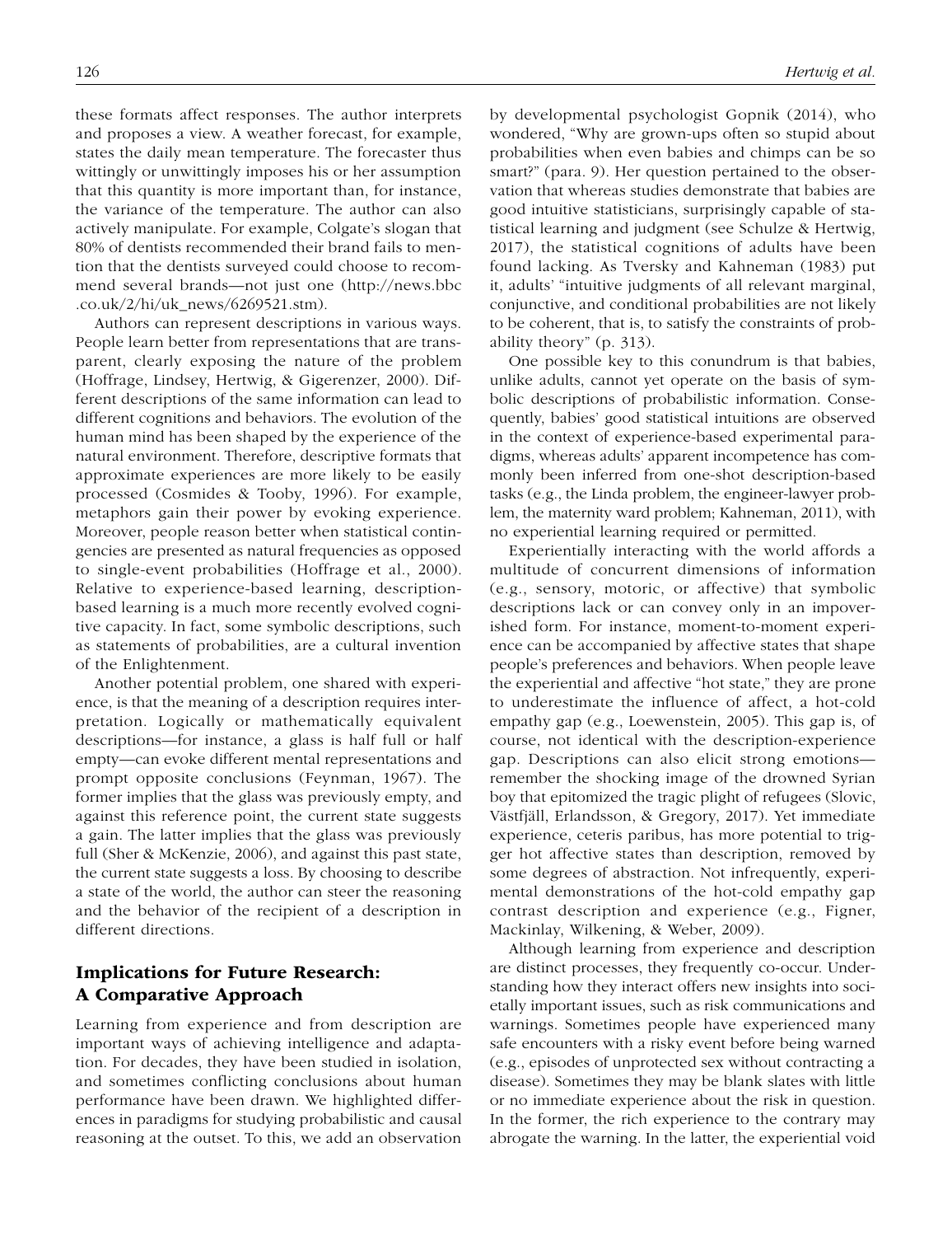these formats affect responses. The author interprets and proposes a view. A weather forecast, for example, states the daily mean temperature. The forecaster thus wittingly or unwittingly imposes his or her assumption that this quantity is more important than, for instance, the variance of the temperature. The author can also actively manipulate. For example, Colgate's slogan that 80% of dentists recommended their brand fails to mention that the dentists surveyed could choose to recommend several brands—not just one (http://news.bbc.co.uk/2/hi/uk_news/6269521.stm).

Authors can represent descriptions in various ways. People learn better from representations that are transparent, clearly exposing the nature of the problem (Hoffrage, Lindsey, Hertwig, & Gigerenzer, 2000). Different descriptions of the same information can lead to different cognitions and behaviors. The evolution of the human mind has been shaped by the experience of the natural environment. Therefore, descriptive formats that approximate experiences are more likely to be easily processed (Cosmides & Tooby, 1996). For example, metaphors gain their power by evoking experience. Moreover, people reason better when statistical contingencies are presented as natural frequencies as opposed to single-event probabilities (Hoffrage et al., 2000). Relative to experience-based learning, description-based learning is a much more recently evolved cognitive capacity. In fact, some symbolic descriptions, such as statements of probabilities, are a cultural invention of the Enlightenment.

Another potential problem, one shared with experience, is that the meaning of a description requires interpretation. Logically or mathematically equivalent descriptions—for instance, a glass is half full or half empty—can evoke different mental representations and prompt opposite conclusions (Feynman, 1967). The former implies that the glass was previously empty, and against this reference point, the current state suggests a gain. The latter implies that the glass was previously full (Sher & McKenzie, 2006), and against this past state, the current state suggests a loss. By choosing to describe a state of the world, the author can steer the reasoning and the behavior of the recipient of a description in different directions.

## Implications for Future Research: A Comparative Approach

Learning from experience and from description are important ways of achieving intelligence and adaptation. For decades, they have been studied in isolation, and sometimes conflicting conclusions about human performance have been drawn. We highlighted differences in paradigms for studying probabilistic and causal reasoning at the outset. To this, we add an observation by developmental psychologist Gopnik (2014), who wondered, "Why are grown-ups often so stupid about probabilities when even babies and chimps can be so smart?" (para. 9). Her question pertained to the observation that whereas studies demonstrate that babies are good intuitive statisticians, surprisingly capable of statistical learning and judgment (see Schulze & Hertwig, 2017), the statistical cognitions of adults have been found lacking. As Tversky and Kahneman (1983) put it, adults' "intuitive judgments of all relevant marginal, conjunctive, and conditional probabilities are not likely to be coherent, that is, to satisfy the constraints of probability theory" (p. 313).

One possible key to this conundrum is that babies, unlike adults, cannot yet operate on the basis of symbolic descriptions of probabilistic information. Consequently, babies' good statistical intuitions are observed in the context of experience-based experimental paradigms, whereas adults' apparent incompetence has commonly been inferred from one-shot description-based tasks (e.g., the Linda problem, the engineer-lawyer problem, the maternity ward problem; Kahneman, 2011), with no experiential learning required or permitted.

Experientially interacting with the world affords a multitude of concurrent dimensions of information (e.g., sensory, motoric, or affective) that symbolic descriptions lack or can convey only in an impoverished form. For instance, moment-to-moment experience can be accompanied by affective states that shape people's preferences and behaviors. When people leave the experiential and affective "hot state," they are prone to underestimate the influence of affect, a hot-cold empathy gap (e.g., Loewenstein, 2005). This gap is, of course, not identical with the description-experience gap. Descriptions can also elicit strong emotions—remember the shocking image of the drowned Syrian boy that epitomized the tragic plight of refugees (Slovic, Västfjäll, Erlandsson, & Gregory, 2017). Yet immediate experience, ceteris paribus, has more potential to trigger hot affective states than description, removed by some degrees of abstraction. Not infrequently, experimental demonstrations of the hot-cold empathy gap contrast description and experience (e.g., Figner, Mackinlay, Wilkening, & Weber, 2009).

Although learning from experience and description are distinct processes, they frequently co-occur. Understanding how they interact offers new insights into societally important issues, such as risk communications and warnings. Sometimes people have experienced many safe encounters with a risky event before being warned (e.g., episodes of unprotected sex without contracting a disease). Sometimes they may be blank slates with little or no immediate experience about the risk in question. In the former, the rich experience to the contrary may abrogate the warning. In the latter, the experiential void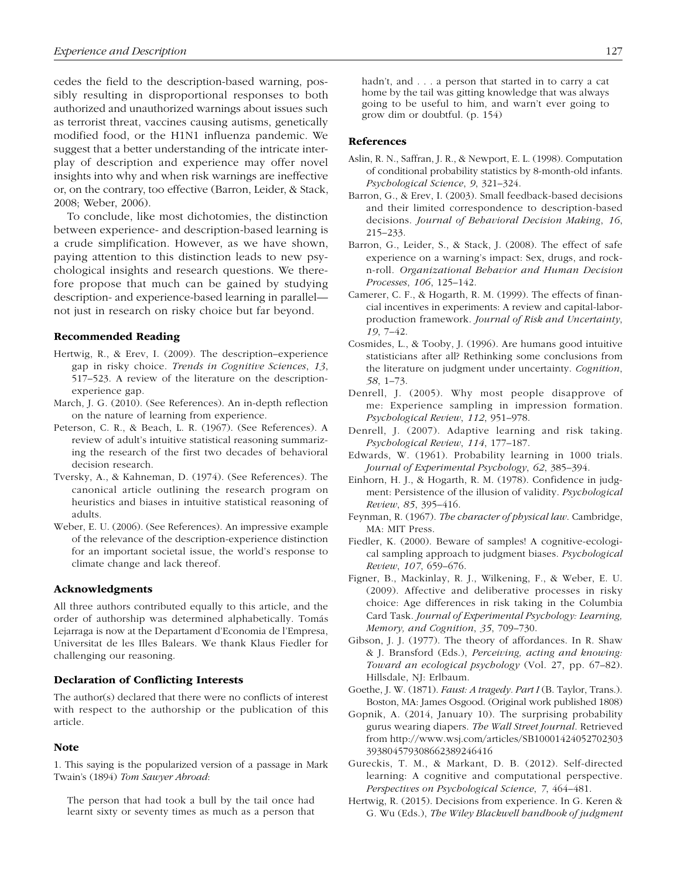cedes the field to the description-based warning, possibly resulting in disproportional responses to both authorized and unauthorized warnings about issues such as terrorist threat, vaccines causing autisms, genetically modified food, or the H1N1 influenza pandemic. We suggest that a better understanding of the intricate interplay of description and experience may offer novel insights into why and when risk warnings are ineffective or, on the contrary, too effective (Barron, Leider, & Stack, 2008; Weber, 2006).

To conclude, like most dichotomies, the distinction between experience- and description-based learning is a crude simplification. However, as we have shown, paying attention to this distinction leads to new psychological insights and research questions. We therefore propose that much can be gained by studying description- and experience-based learning in parallel—not just in research on risky choice but far beyond.

### Recommended Reading

- Hertwig, R., & Erev, I. (2009). The description–experience gap in risky choice. *Trends in Cognitive Sciences*, *13*, 517–523. A review of the literature on the description-experience gap.
- March, J. G. (2010). (See References). An in-depth reflection on the nature of learning from experience.
- Peterson, C. R., & Beach, L. R. (1967). (See References). A review of adult's intuitive statistical reasoning summarizing the research of the first two decades of behavioral decision research.
- Tversky, A., & Kahneman, D. (1974). (See References). The canonical article outlining the research program on heuristics and biases in intuitive statistical reasoning of adults.
- Weber, E. U. (2006). (See References). An impressive example of the relevance of the description-experience distinction for an important societal issue, the world's response to climate change and lack thereof.

### Acknowledgments

All three authors contributed equally to this article, and the order of authorship was determined alphabetically. Tomás Lejarraga is now at the Departament d'Economia de l'Empresa, Universitat de les Illes Balears. We thank Klaus Fiedler for challenging our reasoning.

### Declaration of Conflicting Interests

The author(s) declared that there were no conflicts of interest with respect to the authorship or the publication of this article.

### Note

1. This saying is the popularized version of a passage in Mark Twain's (1894) *Tom Sawyer Abroad*:

> The person that had took a bull by the tail once had learnt sixty or seventy times as much as a person that hadn't, and . . . a person that started in to carry a cat home by the tail was gitting knowledge that was always going to be useful to him, and warn't ever going to grow dim or doubtful. (p. 154)

### References

- Aslin, R. N., Saffran, J. R., & Newport, E. L. (1998). Computation of conditional probability statistics by 8-month-old infants. *Psychological Science*, *9*, 321–324.
- Barron, G., & Erev, I. (2003). Small feedback-based decisions and their limited correspondence to description-based decisions. *Journal of Behavioral Decision Making*, *16*, 215–233.
- Barron, G., Leider, S., & Stack, J. (2008). The effect of safe experience on a warning's impact: Sex, drugs, and rock-n-roll. *Organizational Behavior and Human Decision Processes*, *106*, 125–142.
- Camerer, C. F., & Hogarth, R. M. (1999). The effects of financial incentives in experiments: A review and capital-labor-production framework. *Journal of Risk and Uncertainty*, *19*, 7–42.
- Cosmides, L., & Tooby, J. (1996). Are humans good intuitive statisticians after all? Rethinking some conclusions from the literature on judgment under uncertainty. *Cognition*, *58*, 1–73.
- Denrell, J. (2005). Why most people disapprove of me: Experience sampling in impression formation. *Psychological Review*, *112*, 951–978.
- Denrell, J. (2007). Adaptive learning and risk taking. *Psychological Review*, *114*, 177–187.
- Edwards, W. (1961). Probability learning in 1000 trials. *Journal of Experimental Psychology*, *62*, 385–394.
- Einhorn, H. J., & Hogarth, R. M. (1978). Confidence in judgment: Persistence of the illusion of validity. *Psychological Review*, *85*, 395–416.
- Feynman, R. (1967). *The character of physical law*. Cambridge, MA: MIT Press.
- Fiedler, K. (2000). Beware of samples! A cognitive-ecological sampling approach to judgment biases. *Psychological Review*, *107*, 659–676.
- Figner, B., Mackinlay, R. J., Wilkening, F., & Weber, E. U. (2009). Affective and deliberative processes in risky choice: Age differences in risk taking in the Columbia Card Task. *Journal of Experimental Psychology: Learning, Memory, and Cognition*, *35*, 709–730.
- Gibson, J. J. (1977). The theory of affordances. In R. Shaw & J. Bransford (Eds.), *Perceiving, acting and knowing: Toward an ecological psychology* (Vol. 27, pp. 67–82). Hillsdale, NJ: Erlbaum.
- Goethe, J. W. (1871). *Faust: A tragedy. Part I* (B. Taylor, Trans.). Boston, MA: James Osgood. (Original work published 1808)
- Gopnik, A. (2014, January 10). The surprising probability gurus wearing diapers. *The Wall Street Journal*. Retrieved from http://www.wsj.com/articles/SB10001424052702303393804579308662389246416
- Gureckis, T. M., & Markant, D. B. (2012). Self-directed learning: A cognitive and computational perspective. *Perspectives on Psychological Science*, *7*, 464–481.
- Hertwig, R. (2015). Decisions from experience. In G. Keren & G. Wu (Eds.), *The Wiley Blackwell handbook of judgment*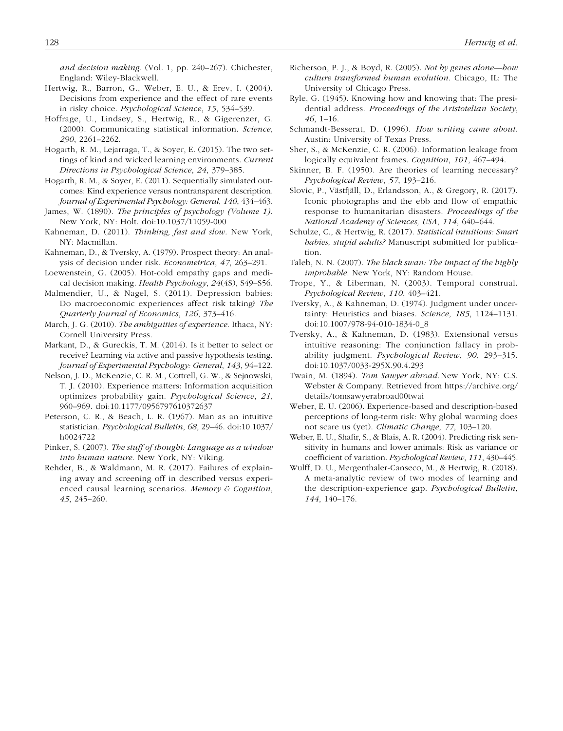*and decision making*. (Vol. 1, pp. 240–267). Chichester, England: Wiley-Blackwell.

Hertwig, R., Barron, G., Weber, E. U., & Erev, I. (2004). Decisions from experience and the effect of rare events in risky choice. *Psychological Science*, *15*, 534–539.

Hoffrage, U., Lindsey, S., Hertwig, R., & Gigerenzer, G. (2000). Communicating statistical information. *Science*, *290*, 2261–2262.

Hogarth, R. M., Lejarraga, T., & Soyer, E. (2015). The two settings of kind and wicked learning environments. *Current Directions in Psychological Science*, *24*, 379–385.

Hogarth, R. M., & Soyer, E. (2011). Sequentially simulated outcomes: Kind experience versus nontransparent description. *Journal of Experimental Psychology: General*, *140*, 434–463.

James, W. (1890). *The principles of psychology (Volume 1)*. New York, NY: Holt. doi:10.1037/11059-000

Kahneman, D. (2011). *Thinking, fast and slow*. New York, NY: Macmillan.

Kahneman, D., & Tversky, A. (1979). Prospect theory: An analysis of decision under risk. *Econometrica*, *47*, 263–291.

Loewenstein, G. (2005). Hot-cold empathy gaps and medical decision making. *Health Psychology*, *24*(4S), S49–S56.

Malmendier, U., & Nagel, S. (2011). Depression babies: Do macroeconomic experiences affect risk taking? *The Quarterly Journal of Economics*, *126*, 373–416.

March, J. G. (2010). *The ambiguities of experience*. Ithaca, NY: Cornell University Press.

Markant, D., & Gureckis, T. M. (2014). Is it better to select or receive? Learning via active and passive hypothesis testing. *Journal of Experimental Psychology: General*, *143*, 94–122.

Nelson, J. D., McKenzie, C. R. M., Cottrell, G. W., & Sejnowski, T. J. (2010). Experience matters: Information acquisition optimizes probability gain. *Psychological Science*, *21*, 960–969. doi:10.1177/0956797610372637

Peterson, C. R., & Beach, L. R. (1967). Man as an intuitive statistician. *Psychological Bulletin*, *68*, 29–46. doi:10.1037/h0024722

Pinker, S. (2007). *The stuff of thought: Language as a window into human nature*. New York, NY: Viking.

Rehder, B., & Waldmann, M. R. (2017). Failures of explaining away and screening off in described versus experienced causal learning scenarios. *Memory & Cognition*, *45*, 245–260.

Richerson, P. J., & Boyd, R. (2005). *Not by genes alone—how culture transformed human evolution*. Chicago, IL: The University of Chicago Press.

Ryle, G. (1945). Knowing how and knowing that: The presidential address. *Proceedings of the Aristotelian Society*, *46*, 1–16.

Schmandt-Besserat, D. (1996). *How writing came about*. Austin: University of Texas Press.

Sher, S., & McKenzie, C. R. (2006). Information leakage from logically equivalent frames. *Cognition*, *101*, 467–494.

Skinner, B. F. (1950). Are theories of learning necessary? *Psychological Review*, *57*, 193–216.

Slovic, P., Västfjäll, D., Erlandsson, A., & Gregory, R. (2017). Iconic photographs and the ebb and flow of empathic response to humanitarian disasters. *Proceedings of the National Academy of Sciences, USA*, *114*, 640–644.

Schulze, C., & Hertwig, R. (2017). *Statistical intuitions: Smart babies, stupid adults?* Manuscript submitted for publication.

Taleb, N. N. (2007). *The black swan: The impact of the highly improbable*. New York, NY: Random House.

Trope, Y., & Liberman, N. (2003). Temporal construal. *Psychological Review*, *110*, 403–421.

Tversky, A., & Kahneman, D. (1974). Judgment under uncertainty: Heuristics and biases. *Science*, *185*, 1124–1131. doi:10.1007/978-94-010-1834-0_8

Tversky, A., & Kahneman, D. (1983). Extensional versus intuitive reasoning: The conjunction fallacy in probability judgment. *Psychological Review*, *90*, 293–315. doi:10.1037/0033-295X.90.4.293

Twain, M. (1894). *Tom Sawyer abroad*. New York, NY: C.S. Webster & Company. Retrieved from https://archive.org/details/tomsawyerabroad00twai

Weber, E. U. (2006). Experience-based and description-based perceptions of long-term risk: Why global warming does not scare us (yet). *Climatic Change*, *77*, 103–120.

Weber, E. U., Shafir, S., & Blais, A. R. (2004). Predicting risk sensitivity in humans and lower animals: Risk as variance or coefficient of variation. *Psychological Review*, *111*, 430–445.

Wulff, D. U., Mergenthaler-Canseco, M., & Hertwig, R. (2018). A meta-analytic review of two modes of learning and the description-experience gap. *Psychological Bulletin*, *144*, 140–176.